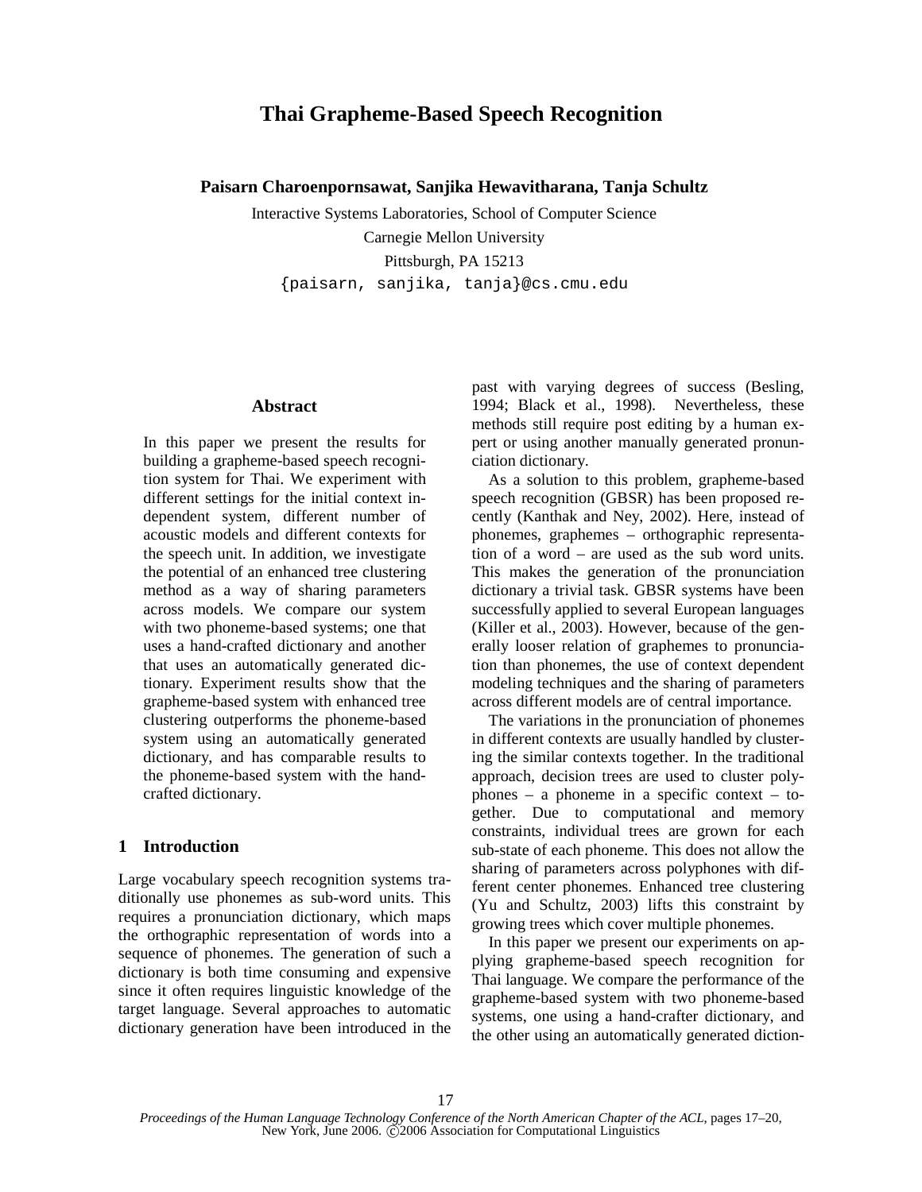# Thai Grapheme-Based Speech Recognition

**Paisarn Charoenpornsawat, Sanjika Hewavitharana, Tanja Schultz**

Interactive Systems Laboratories, School of Computer Science

Carnegie Mellon University

Pittsburgh, PA 15213

{paisarn, sanjika, tanja}@cs.cmu.edu

### Abstract

In this paper we present the results for building a grapheme-based speech recognition system for Thai. We experiment with different settings for the initial context independent system, different number of acoustic models and different contexts for the speech unit. In addition, we investigate the potential of an enhanced tree clustering method as a way of sharing parameters across models. We compare our system with two phoneme-based systems; one that uses a hand-crafted dictionary and another that uses an automatically generated dictionary. Experiment results show that the grapheme-based system with enhanced tree clustering outperforms the phoneme-based system using an automatically generated dictionary, and has comparable results to the phoneme-based system with the hand-crafted dictionary.

## 1 Introduction

Large vocabulary speech recognition systems traditionally use phonemes as sub-word units. This requires a pronunciation dictionary, which maps the orthographic representation of words into a sequence of phonemes. The generation of such a dictionary is both time consuming and expensive since it often requires linguistic knowledge of the target language. Several approaches to automatic dictionary generation have been introduced in the past with varying degrees of success (Besling, 1994; Black et al., 1998). Nevertheless, these methods still require post editing by a human expert or using another manually generated pronunciation dictionary.

As a solution to this problem, grapheme-based speech recognition (GBSR) has been proposed recently (Kanthak and Ney, 2002). Here, instead of phonemes, graphemes – orthographic representation of a word – are used as the sub word units. This makes the generation of the pronunciation dictionary a trivial task. GBSR systems have been successfully applied to several European languages (Killer et al., 2003). However, because of the generally looser relation of graphemes to pronunciation than phonemes, the use of context dependent modeling techniques and the sharing of parameters across different models are of central importance.

The variations in the pronunciation of phonemes in different contexts are usually handled by clustering the similar contexts together. In the traditional approach, decision trees are used to cluster polyphones – a phoneme in a specific context – together. Due to computational and memory constraints, individual trees are grown for each sub-state of each phoneme. This does not allow the sharing of parameters across polyphones with different center phonemes. Enhanced tree clustering (Yu and Schultz, 2003) lifts this constraint by growing trees which cover multiple phonemes.

In this paper we present our experiments on applying grapheme-based speech recognition for Thai language. We compare the performance of the grapheme-based system with two phoneme-based systems, one using a hand-crafter dictionary, and the other using an automatically generated diction-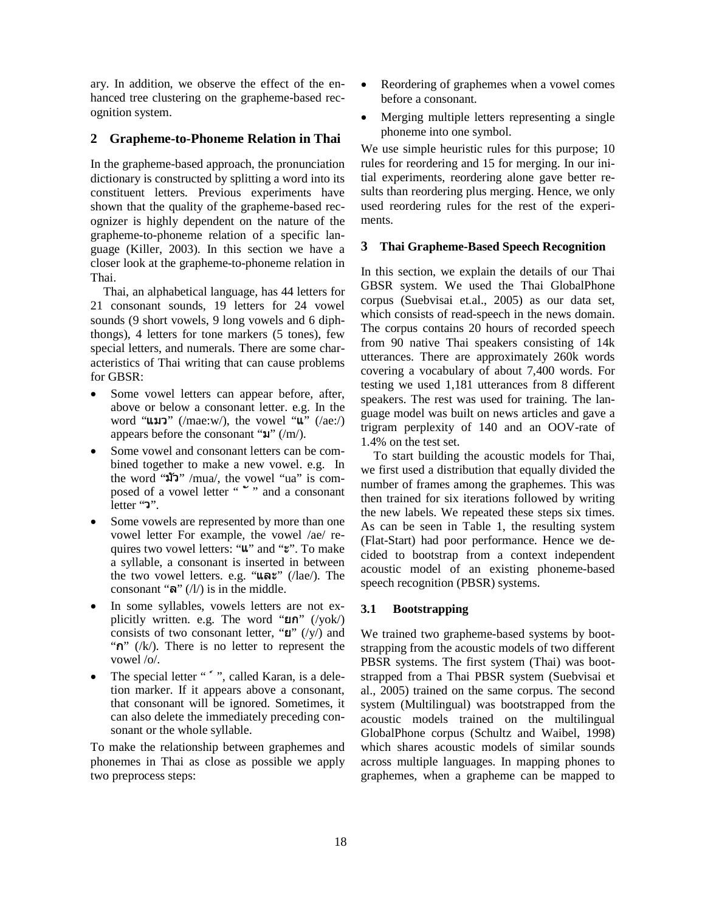ary. In addition, we observe the effect of the enhanced tree clustering on the grapheme-based recognition system.

## 2 Grapheme-to-Phoneme Relation in Thai

In the grapheme-based approach, the pronunciation dictionary is constructed by splitting a word into its constituent letters. Previous experiments have shown that the quality of the grapheme-based recognizer is highly dependent on the nature of the grapheme-to-phoneme relation of a specific language (Killer, 2003). In this section we have a closer look at the grapheme-to-phoneme relation in Thai.

Thai, an alphabetical language, has 44 letters for 21 consonant sounds, 19 letters for 24 vowel sounds (9 short vowels, 9 long vowels and 6 diphthongs), 4 letters for tone markers (5 tones), few special letters, and numerals. There are some characteristics of Thai writing that can cause problems for GBSR:

- Some vowel letters can appear before, after, above or below a consonant letter. e.g. In the word "แมว" (/mae:w/), the vowel "แ" (/ae:/) appears before the consonant "ม" (/m/).
- Some vowel and consonant letters can be combined together to make a new vowel. e.g. In the word "มัว" /mua/, the vowel "ua" is composed of a vowel letter " ั " and a consonant letter "ว".
- Some vowels are represented by more than one vowel letter For example, the vowel /ae/ requires two vowel letters: "แ" and "ะ". To make a syllable, a consonant is inserted in between the two vowel letters. e.g. "และ" (/lae/). The consonant "ล" (/l/) is in the middle.
- In some syllables, vowels letters are not explicitly written. e.g. The word "ยก" (/yok/) consists of two consonant letter, "ย" (/y/) and "ก" (/k/). There is no letter to represent the vowel /o/.
- The special letter " ์ ", called Karan, is a deletion marker. If it appears above a consonant, that consonant will be ignored. Sometimes, it can also delete the immediately preceding consonant or the whole syllable.

To make the relationship between graphemes and phonemes in Thai as close as possible we apply two preprocess steps:

- Reordering of graphemes when a vowel comes before a consonant.
- Merging multiple letters representing a single phoneme into one symbol.

We use simple heuristic rules for this purpose; 10 rules for reordering and 15 for merging. In our initial experiments, reordering alone gave better results than reordering plus merging. Hence, we only used reordering rules for the rest of the experiments.

## 3 Thai Grapheme-Based Speech Recognition

In this section, we explain the details of our Thai GBSR system. We used the Thai GlobalPhone corpus (Suebvisai et.al., 2005) as our data set, which consists of read-speech in the news domain. The corpus contains 20 hours of recorded speech from 90 native Thai speakers consisting of 14k utterances. There are approximately 260k words covering a vocabulary of about 7,400 words. For testing we used 1,181 utterances from 8 different speakers. The rest was used for training. The language model was built on news articles and gave a trigram perplexity of 140 and an OOV-rate of 1.4% on the test set.

To start building the acoustic models for Thai, we first used a distribution that equally divided the number of frames among the graphemes. This was then trained for six iterations followed by writing the new labels. We repeated these steps six times. As can be seen in Table 1, the resulting system (Flat-Start) had poor performance. Hence we decided to bootstrap from a context independent acoustic model of an existing phoneme-based speech recognition (PBSR) systems.

### 3.1 Bootstrapping

We trained two grapheme-based systems by bootstrapping from the acoustic models of two different PBSR systems. The first system (Thai) was bootstrapped from a Thai PBSR system (Suebvisai et al., 2005) trained on the same corpus. The second system (Multilingual) was bootstrapped from the acoustic models trained on the multilingual GlobalPhone corpus (Schultz and Waibel, 1998) which shares acoustic models of similar sounds across multiple languages. In mapping phones to graphemes, when a grapheme can be mapped to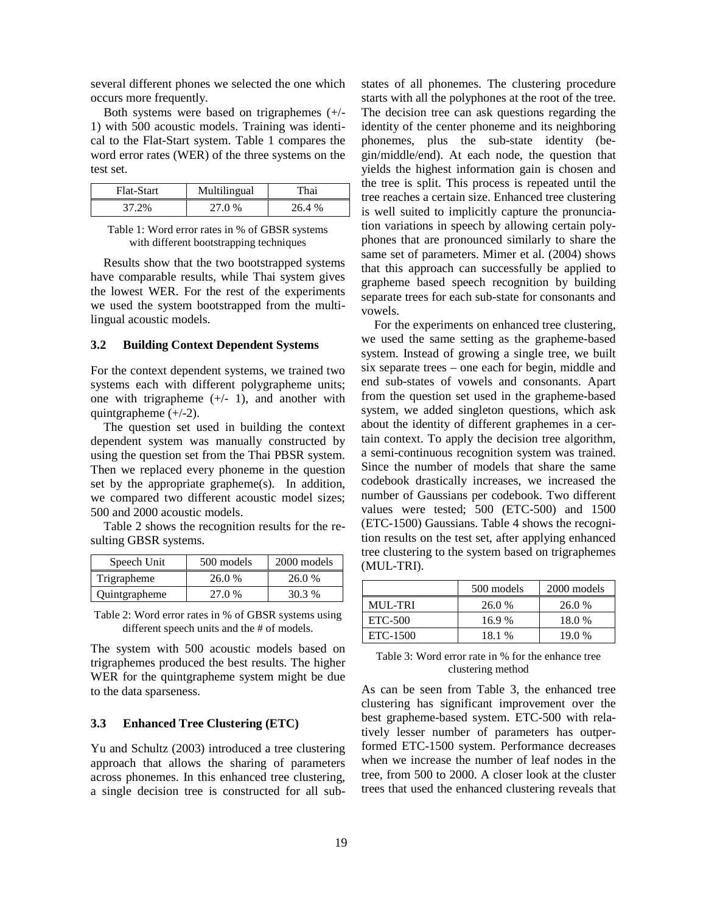several different phones we selected the one which occurs more frequently.

Both systems were based on trigraphemes (+/-1) with 500 acoustic models. Training was identical to the Flat-Start system. Table 1 compares the word error rates (WER) of the three systems on the test set.

| Flat-Start | Multilingual | Thai |
|---|---|---|
| 37.2% | 27.0 % | 26.4 % |

Table 1: Word error rates in % of GBSR systems with different bootstrapping techniques

Results show that the two bootstrapped systems have comparable results, while Thai system gives the lowest WER. For the rest of the experiments we used the system bootstrapped from the multilingual acoustic models.

### 3.2 Building Context Dependent Systems

For the context dependent systems, we trained two systems each with different polygrapheme units; one with trigrapheme (+/- 1), and another with quintgrapheme (+/-2).

The question set used in building the context dependent system was manually constructed by using the question set from the Thai PBSR system. Then we replaced every phoneme in the question set by the appropriate grapheme(s). In addition, we compared two different acoustic model sizes; 500 and 2000 acoustic models.

Table 2 shows the recognition results for the resulting GBSR systems.

| Speech Unit | 500 models | 2000 models |
|---|---|---|
| Trigrapheme | 26.0 % | 26.0 % |
| Quintgrapheme | 27.0 % | 30.3 % |

Table 2: Word error rates in % of GBSR systems using different speech units and the # of models.

The system with 500 acoustic models based on trigraphemes produced the best results. The higher WER for the quintgrapheme system might be due to the data sparseness.

### 3.3 Enhanced Tree Clustering (ETC)

Yu and Schultz (2003) introduced a tree clustering approach that allows the sharing of parameters across phonemes. In this enhanced tree clustering, a single decision tree is constructed for all sub-states of all phonemes. The clustering procedure starts with all the polyphones at the root of the tree. The decision tree can ask questions regarding the identity of the center phoneme and its neighboring phonemes, plus the sub-state identity (begin/middle/end). At each node, the question that yields the highest information gain is chosen and the tree is split. This process is repeated until the tree reaches a certain size. Enhanced tree clustering is well suited to implicitly capture the pronunciation variations in speech by allowing certain polyphones that are pronounced similarly to share the same set of parameters. Mimer et al. (2004) shows that this approach can successfully be applied to grapheme based speech recognition by building separate trees for each sub-state for consonants and vowels.

For the experiments on enhanced tree clustering, we used the same setting as the grapheme-based system. Instead of growing a single tree, we built six separate trees – one each for begin, middle and end sub-states of vowels and consonants. Apart from the question set used in the grapheme-based system, we added singleton questions, which ask about the identity of different graphemes in a certain context. To apply the decision tree algorithm, a semi-continuous recognition system was trained. Since the number of models that share the same codebook drastically increases, we increased the number of Gaussians per codebook. Two different values were tested; 500 (ETC-500) and 1500 (ETC-1500) Gaussians. Table 4 shows the recognition results on the test set, after applying enhanced tree clustering to the system based on trigraphemes (MUL-TRI).

| | 500 models | 2000 models |
|---|---|---|
| MUL-TRI | 26.0 % | 26.0 % |
| ETC-500 | 16.9 % | 18.0 % |
| ETC-1500 | 18.1 % | 19.0 % |

Table 3: Word error rate in % for the enhance tree clustering method

As can be seen from Table 3, the enhanced tree clustering has significant improvement over the best grapheme-based system. ETC-500 with relatively lesser number of parameters has outperformed ETC-1500 system. Performance decreases when we increase the number of leaf nodes in the tree, from 500 to 2000. A closer look at the cluster trees that used the enhanced clustering reveals that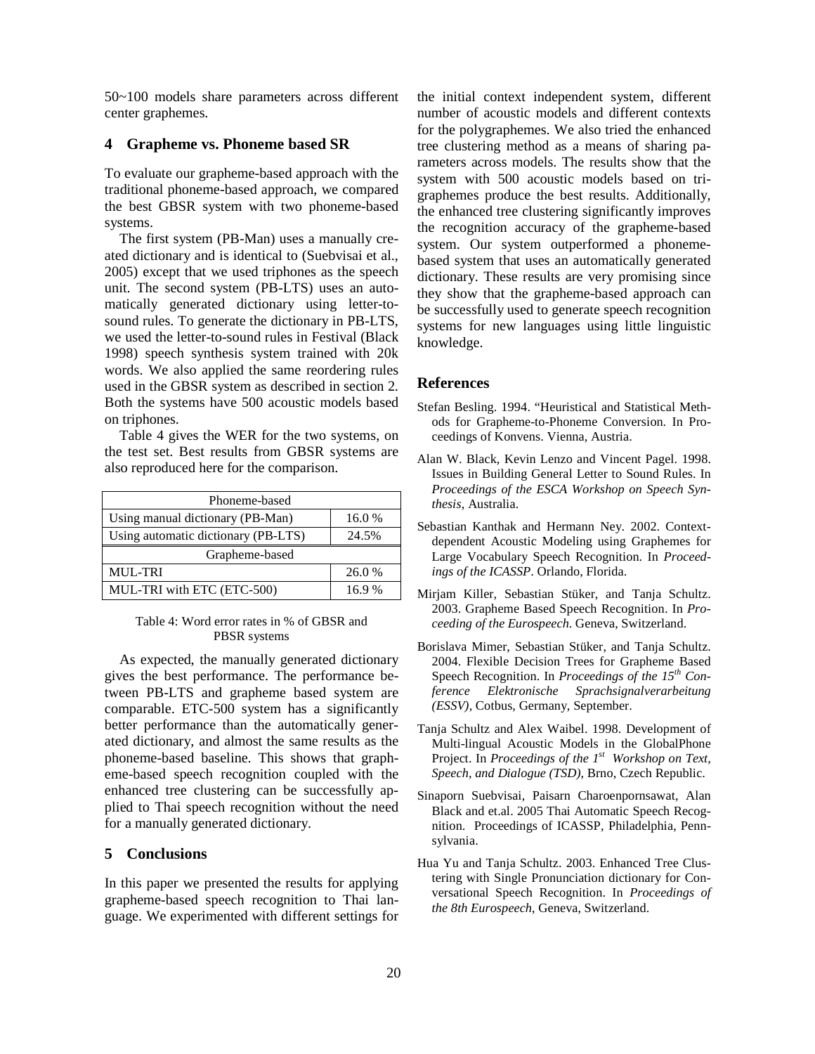50~100 models share parameters across different center graphemes.

## 4 Grapheme vs. Phoneme based SR

To evaluate our grapheme-based approach with the traditional phoneme-based approach, we compared the best GBSR system with two phoneme-based systems.

The first system (PB-Man) uses a manually created dictionary and is identical to (Suebvisai et al., 2005) except that we used triphones as the speech unit. The second system (PB-LTS) uses an automatically generated dictionary using letter-to-sound rules. To generate the dictionary in PB-LTS, we used the letter-to-sound rules in Festival (Black 1998) speech synthesis system trained with 20k words. We also applied the same reordering rules used in the GBSR system as described in section 2. Both the systems have 500 acoustic models based on triphones.

Table 4 gives the WER for the two systems, on the test set. Best results from GBSR systems are also reproduced here for the comparison.

| Phoneme-based | |
|---|---|
| Using manual dictionary (PB-Man) | 16.0 % |
| Using automatic dictionary (PB-LTS) | 24.5% |
| Grapheme-based | |
| MUL-TRI | 26.0 % |
| MUL-TRI with ETC (ETC-500) | 16.9 % |

Table 4: Word error rates in % of GBSR and PBSR systems

As expected, the manually generated dictionary gives the best performance. The performance between PB-LTS and grapheme based system are comparable. ETC-500 system has a significantly better performance than the automatically generated dictionary, and almost the same results as the phoneme-based baseline. This shows that grapheme-based speech recognition coupled with the enhanced tree clustering can be successfully applied to Thai speech recognition without the need for a manually generated dictionary.

## 5 Conclusions

In this paper we presented the results for applying grapheme-based speech recognition to Thai language. We experimented with different settings for the initial context independent system, different number of acoustic models and different contexts for the polygraphemes. We also tried the enhanced tree clustering method as a means of sharing parameters across models. The results show that the system with 500 acoustic models based on trigraphemes produce the best results. Additionally, the enhanced tree clustering significantly improves the recognition accuracy of the grapheme-based system. Our system outperformed a phoneme-based system that uses an automatically generated dictionary. These results are very promising since they show that the grapheme-based approach can be successfully used to generate speech recognition systems for new languages using little linguistic knowledge.

## References

Stefan Besling. 1994. "Heuristical and Statistical Methods for Grapheme-to-Phoneme Conversion. In Proceedings of Konvens. Vienna, Austria.

Alan W. Black, Kevin Lenzo and Vincent Pagel. 1998. Issues in Building General Letter to Sound Rules. In *Proceedings of the ESCA Workshop on Speech Synthesis*, Australia.

Sebastian Kanthak and Hermann Ney. 2002. Context-dependent Acoustic Modeling using Graphemes for Large Vocabulary Speech Recognition. In *Proceedings of the ICASSP*. Orlando, Florida.

Mirjam Killer, Sebastian Stüker, and Tanja Schultz. 2003. Grapheme Based Speech Recognition. In *Proceeding of the Eurospeech*. Geneva, Switzerland.

Borislava Mimer, Sebastian Stüker, and Tanja Schultz. 2004. Flexible Decision Trees for Grapheme Based Speech Recognition. In *Proceedings of the 15th Conference Elektronische Sprachsignalverarbeitung (ESSV)*, Cotbus, Germany, September.

Tanja Schultz and Alex Waibel. 1998. Development of Multi-lingual Acoustic Models in the GlobalPhone Project. In *Proceedings of the 1st Workshop on Text, Speech, and Dialogue (TSD)*, Brno, Czech Republic.

Sinaporn Suebvisai, Paisarn Charoenpornsawat, Alan Black and et.al. 2005 Thai Automatic Speech Recognition. Proceedings of ICASSP, Philadelphia, Pennsylvania.

Hua Yu and Tanja Schultz. 2003. Enhanced Tree Clustering with Single Pronunciation dictionary for Conversational Speech Recognition. In *Proceedings of the 8th Eurospeech*, Geneva, Switzerland.